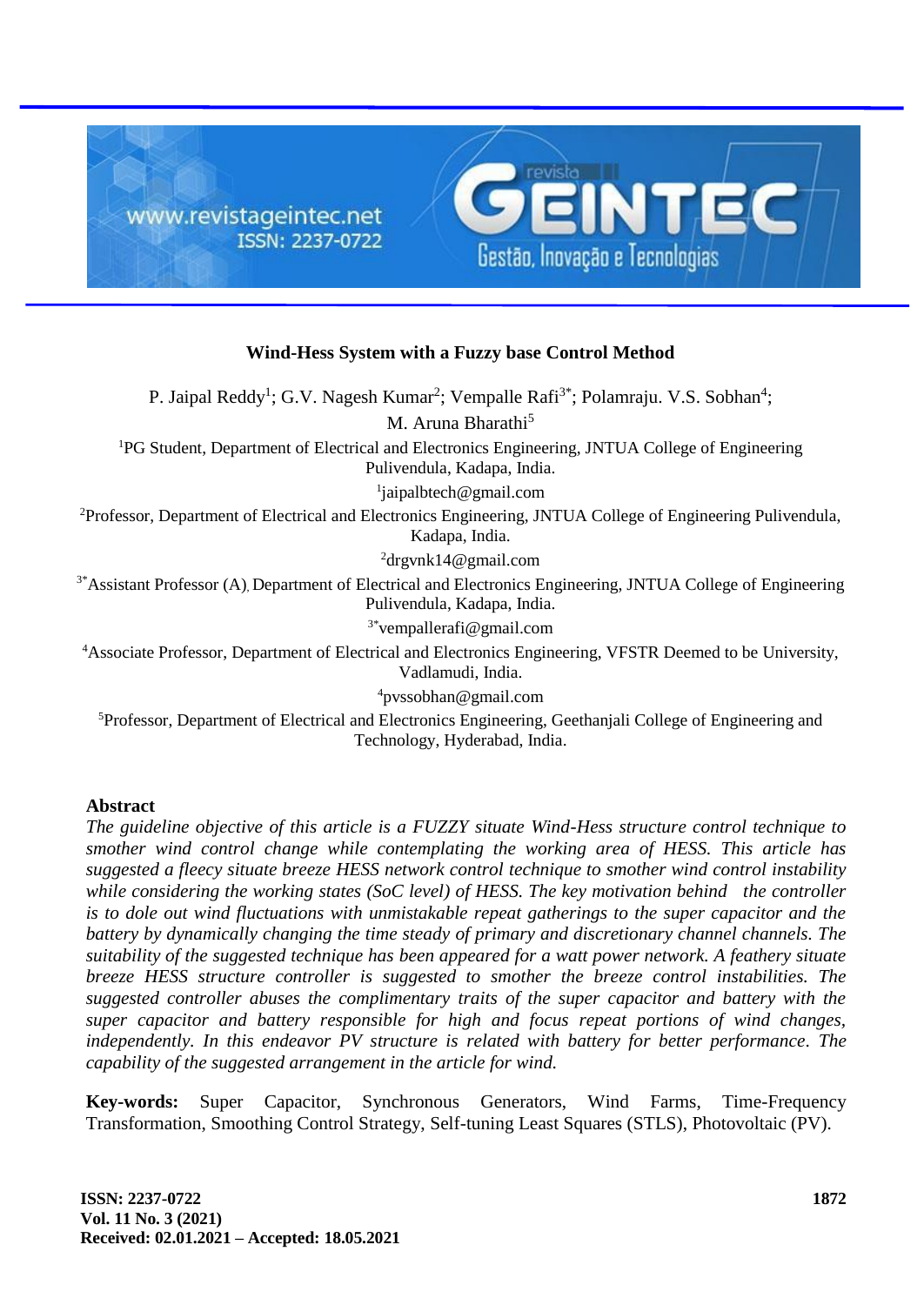# Wind-Hess System with a Fuzzy base Control Method

P. Jaipal Reddy[1]; G.V. Nagesh Kumar[2]; Vempalle Rafi[3*]; Polamraju. V.S. Sobhan[4]; M. Aruna Bharathi[5]

[1]PG Student, Department of Electrical and Electronics Engineering, JNTUA College of Engineering Pulivendula, Kadapa, India.

[1]jaipalbtech@gmail.com

[2]Professor, Department of Electrical and Electronics Engineering, JNTUA College of Engineering Pulivendula, Kadapa, India.

[2]drgvnk14@gmail.com

[3*]Assistant Professor (A), Department of Electrical and Electronics Engineering, JNTUA College of Engineering Pulivendula, Kadapa, India.

[3*]vempallerafi@gmail.com

[4]Associate Professor, Department of Electrical and Electronics Engineering, VFSTR Deemed to be University, Vadlamudi, India.

[4]pvssobhan@gmail.com

[5]Professor, Department of Electrical and Electronics Engineering, Geethanjali College of Engineering and Technology, Hyderabad, India.

## Abstract

*The guideline objective of this article is a FUZZY situate Wind-Hess structure control technique to smother wind control change while contemplating the working area of HESS. This article has suggested a fleecy situate breeze HESS network control technique to smother wind control instability while considering the working states (SoC level) of HESS. The key motivation behind the controller is to dole out wind fluctuations with unmistakable repeat gatherings to the super capacitor and the battery by dynamically changing the time steady of primary and discretionary channel channels. The suitability of the suggested technique has been appeared for a watt power network. A feathery situate breeze HESS structure controller is suggested to smother the breeze control instabilities. The suggested controller abuses the complimentary traits of the super capacitor and battery with the super capacitor and battery responsible for high and focus repeat portions of wind changes, independently. In this endeavor PV structure is related with battery for better performance. The capability of the suggested arrangement in the article for wind.*

**Key-words:** Super Capacitor, Synchronous Generators, Wind Farms, Time-Frequency Transformation, Smoothing Control Strategy, Self-tuning Least Squares (STLS), Photovoltaic (PV).

**Received: 02.01.2021 – Accepted: 18.05.2021**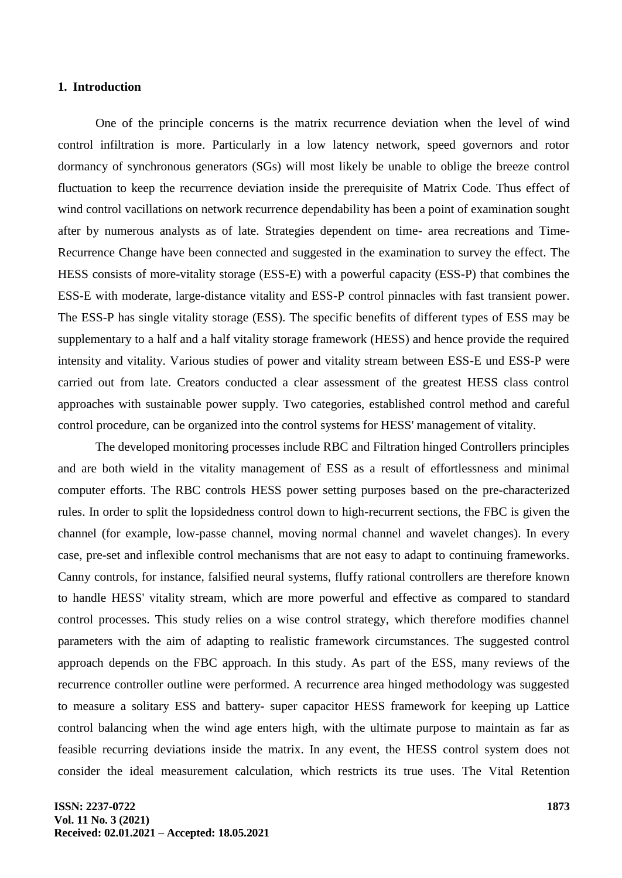## 1. Introduction

One of the principle concerns is the matrix recurrence deviation when the level of wind control infiltration is more. Particularly in a low latency network, speed governors and rotor dormancy of synchronous generators (SGs) will most likely be unable to oblige the breeze control fluctuation to keep the recurrence deviation inside the prerequisite of Matrix Code. Thus effect of wind control vacillations on network recurrence dependability has been a point of examination sought after by numerous analysts as of late. Strategies dependent on time- area recreations and Time-Recurrence Change have been connected and suggested in the examination to survey the effect. The HESS consists of more-vitality storage (ESS-E) with a powerful capacity (ESS-P) that combines the ESS-E with moderate, large-distance vitality and ESS-P control pinnacles with fast transient power. The ESS-P has single vitality storage (ESS). The specific benefits of different types of ESS may be supplementary to a half and a half vitality storage framework (HESS) and hence provide the required intensity and vitality. Various studies of power and vitality stream between ESS-E und ESS-P were carried out from late. Creators conducted a clear assessment of the greatest HESS class control approaches with sustainable power supply. Two categories, established control method and careful control procedure, can be organized into the control systems for HESS' management of vitality.

The developed monitoring processes include RBC and Filtration hinged Controllers principles and are both wield in the vitality management of ESS as a result of effortlessness and minimal computer efforts. The RBC controls HESS power setting purposes based on the pre-characterized rules. In order to split the lopsidedness control down to high-recurrent sections, the FBC is given the channel (for example, low-passe channel, moving normal channel and wavelet changes). In every case, pre-set and inflexible control mechanisms that are not easy to adapt to continuing frameworks. Canny controls, for instance, falsified neural systems, fluffy rational controllers are therefore known to handle HESS' vitality stream, which are more powerful and effective as compared to standard control processes. This study relies on a wise control strategy, which therefore modifies channel parameters with the aim of adapting to realistic framework circumstances. The suggested control approach depends on the FBC approach. In this study. As part of the ESS, many reviews of the recurrence controller outline were performed. A recurrence area hinged methodology was suggested to measure a solitary ESS and battery- super capacitor HESS framework for keeping up Lattice control balancing when the wind age enters high, with the ultimate purpose to maintain as far as feasible recurring deviations inside the matrix. In any event, the HESS control system does not consider the ideal measurement calculation, which restricts its true uses. The Vital Retention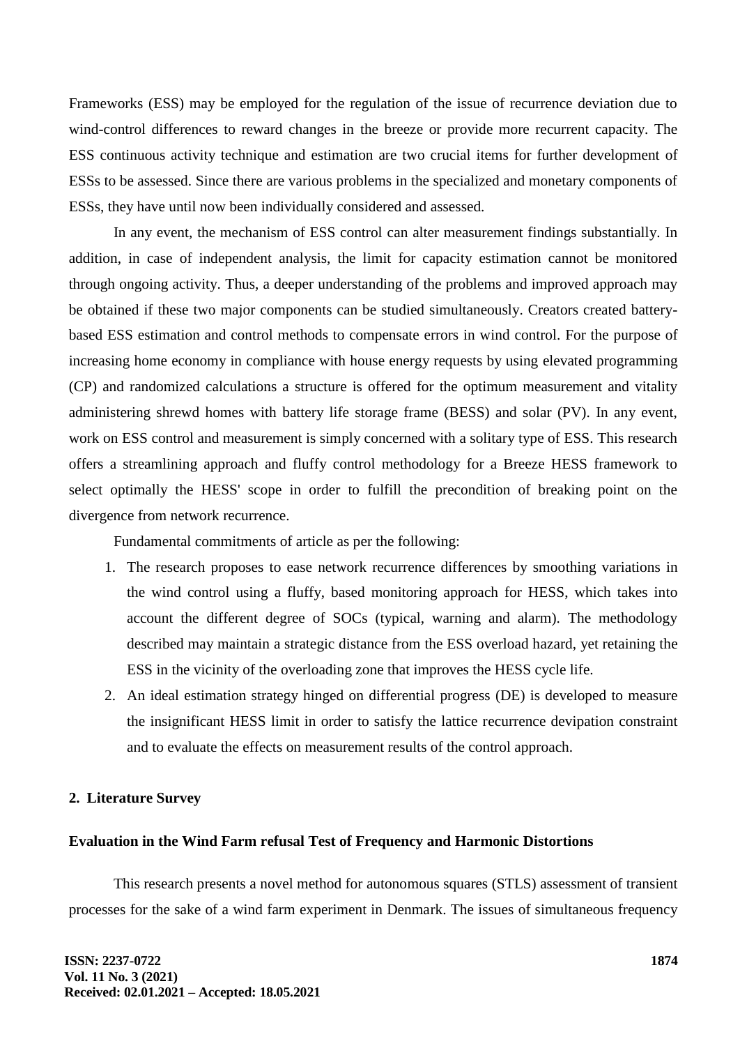Frameworks (ESS) may be employed for the regulation of the issue of recurrence deviation due to wind-control differences to reward changes in the breeze or provide more recurrent capacity. The ESS continuous activity technique and estimation are two crucial items for further development of ESSs to be assessed. Since there are various problems in the specialized and monetary components of ESSs, they have until now been individually considered and assessed.

In any event, the mechanism of ESS control can alter measurement findings substantially. In addition, in case of independent analysis, the limit for capacity estimation cannot be monitored through ongoing activity. Thus, a deeper understanding of the problems and improved approach may be obtained if these two major components can be studied simultaneously. Creators created battery-based ESS estimation and control methods to compensate errors in wind control. For the purpose of increasing home economy in compliance with house energy requests by using elevated programming (CP) and randomized calculations a structure is offered for the optimum measurement and vitality administering shrewd homes with battery life storage frame (BESS) and solar (PV). In any event, work on ESS control and measurement is simply concerned with a solitary type of ESS. This research offers a streamlining approach and fluffy control methodology for a Breeze HESS framework to select optimally the HESS' scope in order to fulfill the precondition of breaking point on the divergence from network recurrence.

Fundamental commitments of article as per the following:

1. The research proposes to ease network recurrence differences by smoothing variations in the wind control using a fluffy, based monitoring approach for HESS, which takes into account the different degree of SOCs (typical, warning and alarm). The methodology described may maintain a strategic distance from the ESS overload hazard, yet retaining the ESS in the vicinity of the overloading zone that improves the HESS cycle life.
2. An ideal estimation strategy hinged on differential progress (DE) is developed to measure the insignificant HESS limit in order to satisfy the lattice recurrence devipation constraint and to evaluate the effects on measurement results of the control approach.

## 2. Literature Survey

### Evaluation in the Wind Farm refusal Test of Frequency and Harmonic Distortions

This research presents a novel method for autonomous squares (STLS) assessment of transient processes for the sake of a wind farm experiment in Denmark. The issues of simultaneous frequency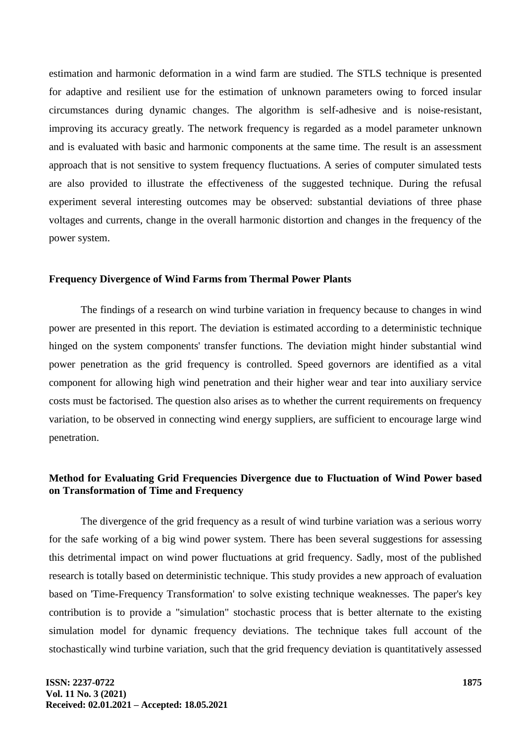estimation and harmonic deformation in a wind farm are studied. The STLS technique is presented for adaptive and resilient use for the estimation of unknown parameters owing to forced insular circumstances during dynamic changes. The algorithm is self-adhesive and is noise-resistant, improving its accuracy greatly. The network frequency is regarded as a model parameter unknown and is evaluated with basic and harmonic components at the same time. The result is an assessment approach that is not sensitive to system frequency fluctuations. A series of computer simulated tests are also provided to illustrate the effectiveness of the suggested technique. During the refusal experiment several interesting outcomes may be observed: substantial deviations of three phase voltages and currents, change in the overall harmonic distortion and changes in the frequency of the power system.

**Frequency Divergence of Wind Farms from Thermal Power Plants**

The findings of a research on wind turbine variation in frequency because to changes in wind power are presented in this report. The deviation is estimated according to a deterministic technique hinged on the system components' transfer functions. The deviation might hinder substantial wind power penetration as the grid frequency is controlled. Speed governors are identified as a vital component for allowing high wind penetration and their higher wear and tear into auxiliary service costs must be factorised. The question also arises as to whether the current requirements on frequency variation, to be observed in connecting wind energy suppliers, are sufficient to encourage large wind penetration.

**Method for Evaluating Grid Frequencies Divergence due to Fluctuation of Wind Power based on Transformation of Time and Frequency**

The divergence of the grid frequency as a result of wind turbine variation was a serious worry for the safe working of a big wind power system. There has been several suggestions for assessing this detrimental impact on wind power fluctuations at grid frequency. Sadly, most of the published research is totally based on deterministic technique. This study provides a new approach of evaluation based on 'Time-Frequency Transformation' to solve existing technique weaknesses. The paper's key contribution is to provide a "simulation" stochastic process that is better alternate to the existing simulation model for dynamic frequency deviations. The technique takes full account of the stochastically wind turbine variation, such that the grid frequency deviation is quantitatively assessed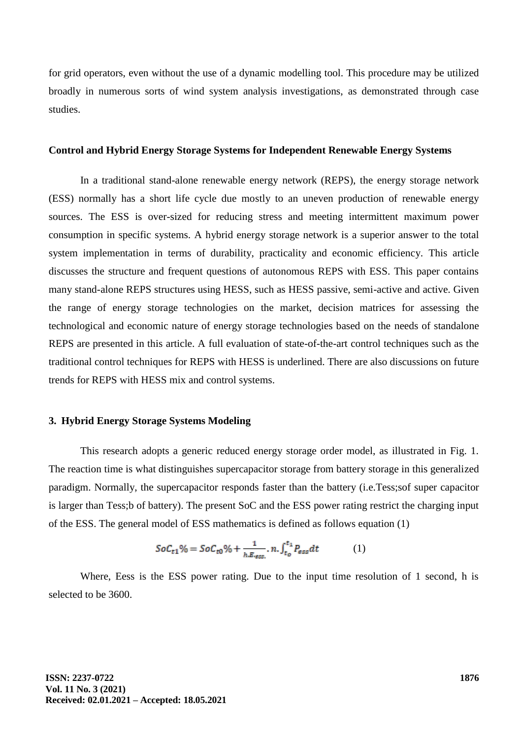for grid operators, even without the use of a dynamic modelling tool. This procedure may be utilized broadly in numerous sorts of wind system analysis investigations, as demonstrated through case studies.

**Control and Hybrid Energy Storage Systems for Independent Renewable Energy Systems**

In a traditional stand-alone renewable energy network (REPS), the energy storage network (ESS) normally has a short life cycle due mostly to an uneven production of renewable energy sources. The ESS is over-sized for reducing stress and meeting intermittent maximum power consumption in specific systems. A hybrid energy storage network is a superior answer to the total system implementation in terms of durability, practicality and economic efficiency. This article discusses the structure and frequent questions of autonomous REPS with ESS. This paper contains many stand-alone REPS structures using HESS, such as HESS passive, semi-active and active. Given the range of energy storage technologies on the market, decision matrices for assessing the technological and economic nature of energy storage technologies based on the needs of standalone REPS are presented in this article. A full evaluation of state-of-the-art control techniques such as the traditional control techniques for REPS with HESS is underlined. There are also discussions on future trends for REPS with HESS mix and control systems.

## 3. Hybrid Energy Storage Systems Modeling

This research adopts a generic reduced energy storage order model, as illustrated in Fig. 1. The reaction time is what distinguishes supercapacitor storage from battery storage in this generalized paradigm. Normally, the supercapacitor responds faster than the battery (i.e.Tess;sof super capacitor is larger than Tess;b of battery). The present SoC and the ESS power rating restrict the charging input of the ESS. The general model of ESS mathematics is defined as follows equation (1)

$$SoC_{t1}\% = SoC_{t0}\% + \frac{1}{h.E_{ess.}}.n.\int_{t_0}^{t_1} P_{ess}dt \qquad (1)$$

Where, Eess is the ESS power rating. Due to the input time resolution of 1 second, h is selected to be 3600.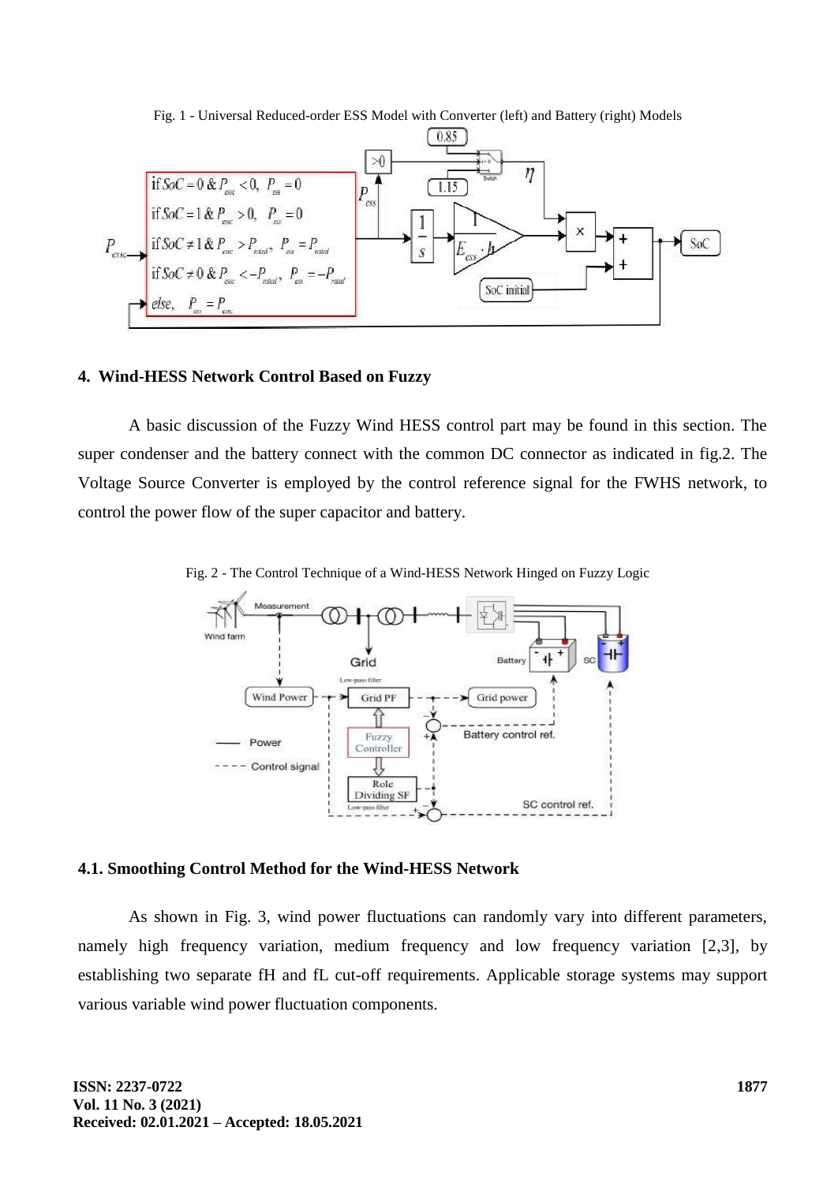Fig. 1 - Universal Reduced-order ESS Model with Converter (left) and Battery (right) Models

## 4. Wind-HESS Network Control Based on Fuzzy

A basic discussion of the Fuzzy Wind HESS control part may be found in this section. The super condenser and the battery connect with the common DC connector as indicated in fig.2. The Voltage Source Converter is employed by the control reference signal for the FWHS network, to control the power flow of the super capacitor and battery.

Fig. 2 - The Control Technique of a Wind-HESS Network Hinged on Fuzzy Logic

### 4.1. Smoothing Control Method for the Wind-HESS Network

As shown in Fig. 3, wind power fluctuations can randomly vary into different parameters, namely high frequency variation, medium frequency and low frequency variation [2,3], by establishing two separate fH and fL cut-off requirements. Applicable storage systems may support various variable wind power fluctuation components.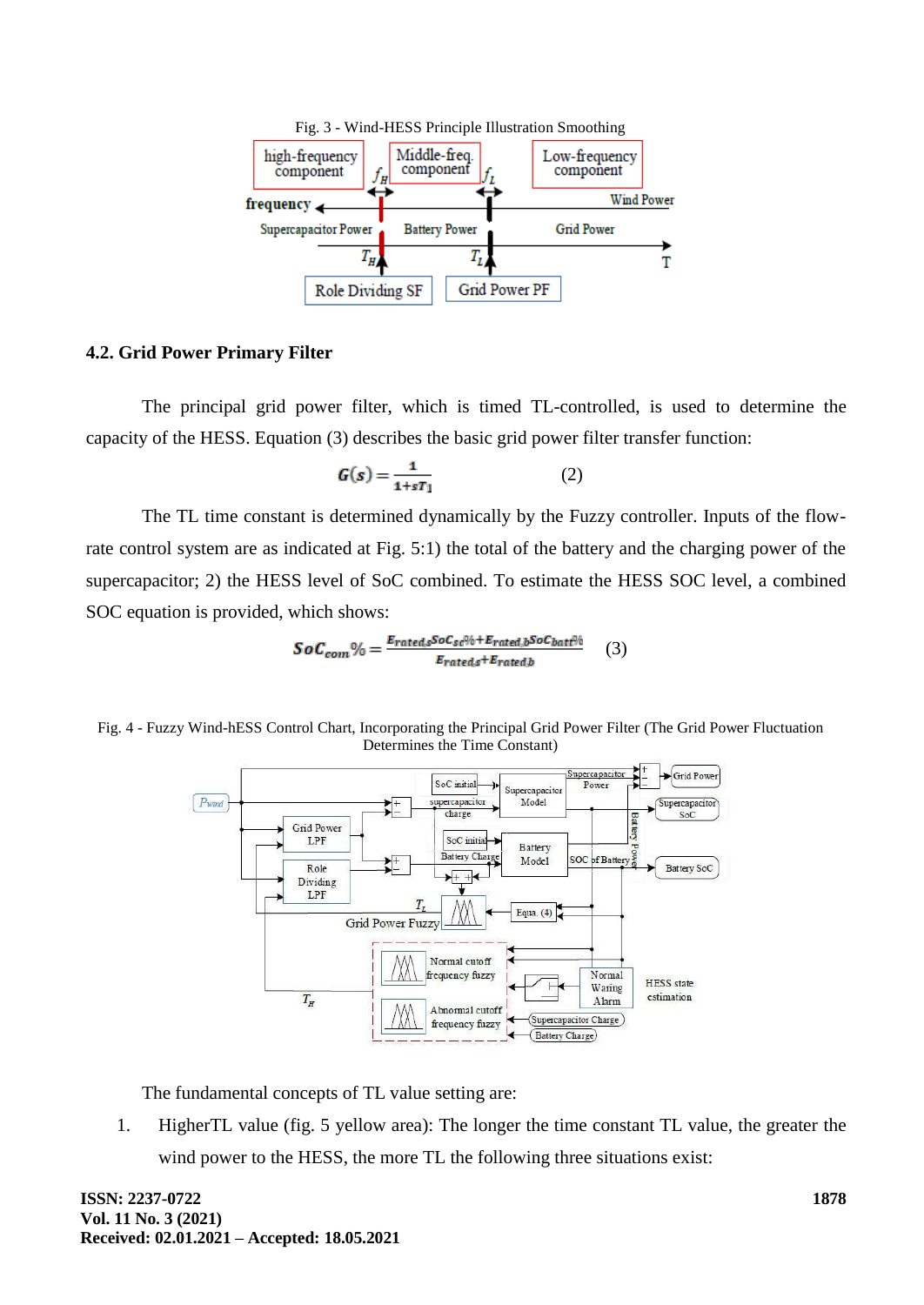Fig. 3 - Wind-HESS Principle Illustration Smoothing

### 4.2. Grid Power Primary Filter

The principal grid power filter, which is timed TL-controlled, is used to determine the capacity of the HESS. Equation (3) describes the basic grid power filter transfer function:

$$G(s) = \frac{1}{1+sT_1} \quad (2)$$

The TL time constant is determined dynamically by the Fuzzy controller. Inputs of the flow-rate control system are as indicated at Fig. 5:1) the total of the battery and the charging power of the supercapacitor; 2) the HESS level of SoC combined. To estimate the HESS SOC level, a combined SOC equation is provided, which shows:

$$SoC_{com}\% = \frac{E_{rated,s}SoC_{sc}\% + E_{rated,b}SoC_{batt}\%}{E_{rated,s} + E_{rated,b}} \quad (3)$$

Fig. 4 - Fuzzy Wind-hESS Control Chart, Incorporating the Principal Grid Power Filter (The Grid Power Fluctuation Determines the Time Constant)

The fundamental concepts of TL value setting are:

1. HigherTL value (fig. 5 yellow area): The longer the time constant TL value, the greater the wind power to the HESS, the more TL the following three situations exist: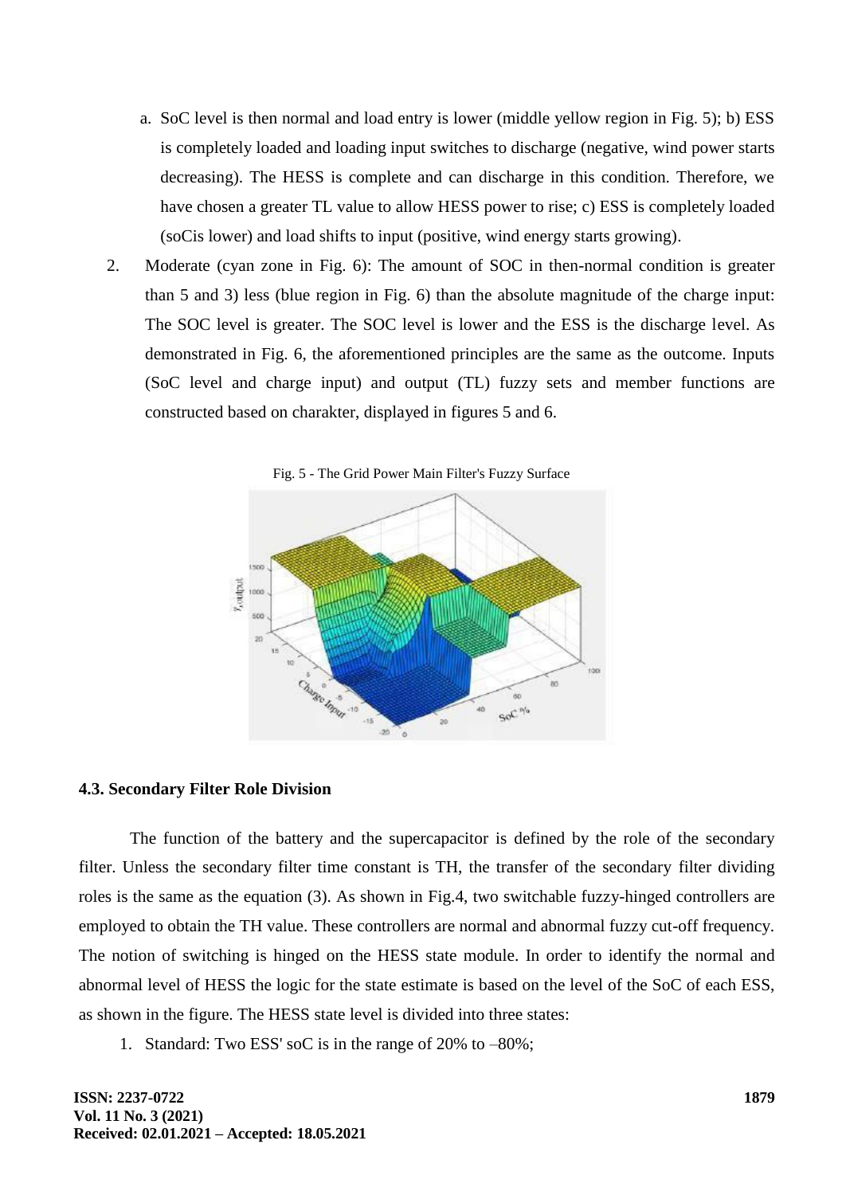a. SoC level is then normal and load entry is lower (middle yellow region in Fig. 5); b) ESS is completely loaded and loading input switches to discharge (negative, wind power starts decreasing). The HESS is complete and can discharge in this condition. Therefore, we have chosen a greater TL value to allow HESS power to rise; c) ESS is completely loaded (soCis lower) and load shifts to input (positive, wind energy starts growing).

2. Moderate (cyan zone in Fig. 6): The amount of SOC in then-normal condition is greater than 5 and 3) less (blue region in Fig. 6) than the absolute magnitude of the charge input: The SOC level is greater. The SOC level is lower and the ESS is the discharge level. As demonstrated in Fig. 6, the aforementioned principles are the same as the outcome. Inputs (SoC level and charge input) and output (TL) fuzzy sets and member functions are constructed based on charakter, displayed in figures 5 and 6.

Fig. 5 - The Grid Power Main Filter's Fuzzy Surface

### 4.3. Secondary Filter Role Division

The function of the battery and the supercapacitor is defined by the role of the secondary filter. Unless the secondary filter time constant is TH, the transfer of the secondary filter dividing roles is the same as the equation (3). As shown in Fig.4, two switchable fuzzy-hinged controllers are employed to obtain the TH value. These controllers are normal and abnormal fuzzy cut-off frequency. The notion of switching is hinged on the HESS state module. In order to identify the normal and abnormal level of HESS the logic for the state estimate is based on the level of the SoC of each ESS, as shown in the figure. The HESS state level is divided into three states:

1. Standard: Two ESS' soC is in the range of 20% to –80%;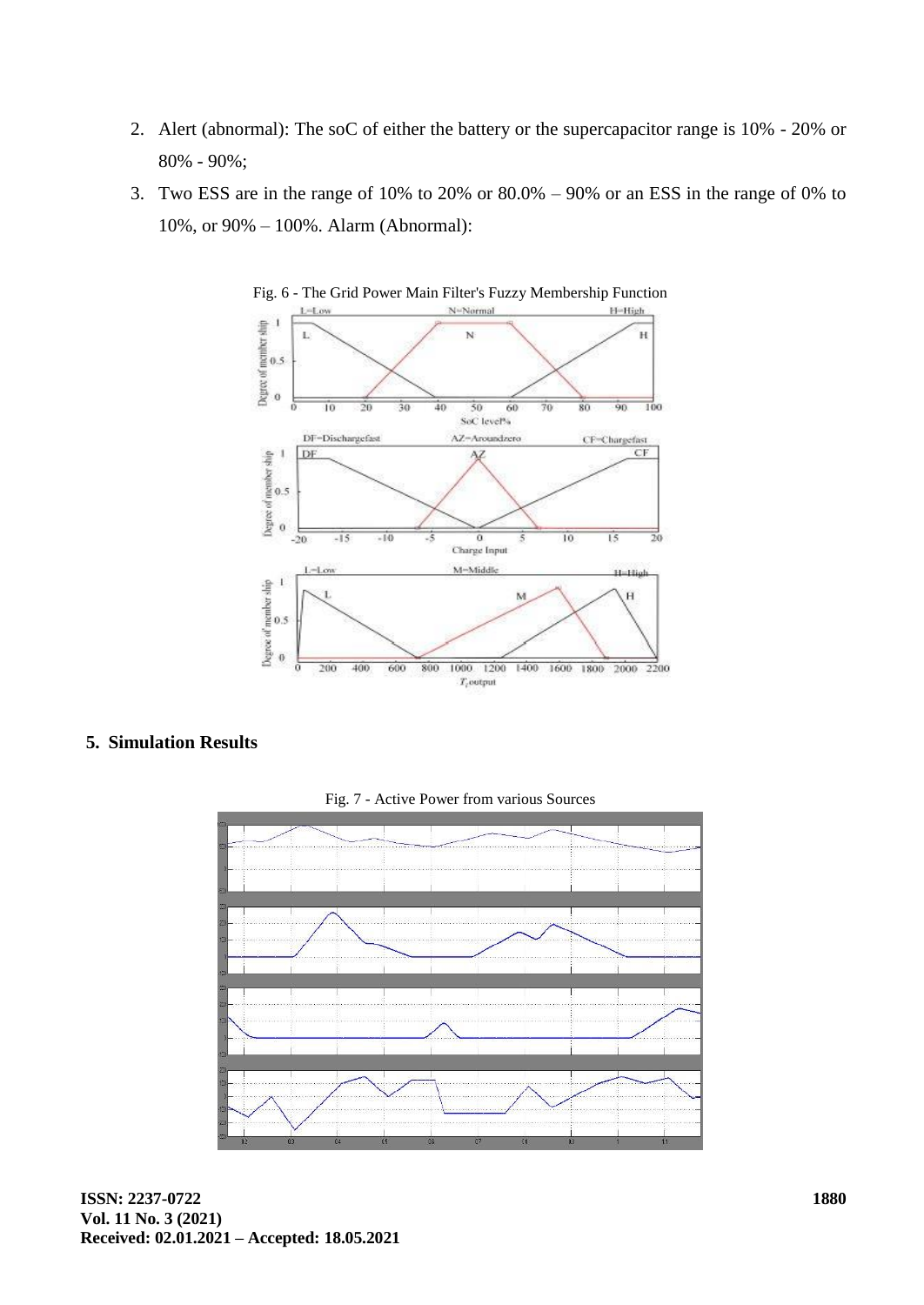2. Alert (abnormal): The soC of either the battery or the supercapacitor range is 10% - 20% or 80% - 90%;
3. Two ESS are in the range of 10% to 20% or 80.0% – 90% or an ESS in the range of 0% to 10%, or 90% – 100%. Alarm (Abnormal):

Fig. 6 - The Grid Power Main Filter's Fuzzy Membership Function

## 5. Simulation Results

Fig. 7 - Active Power from various Sources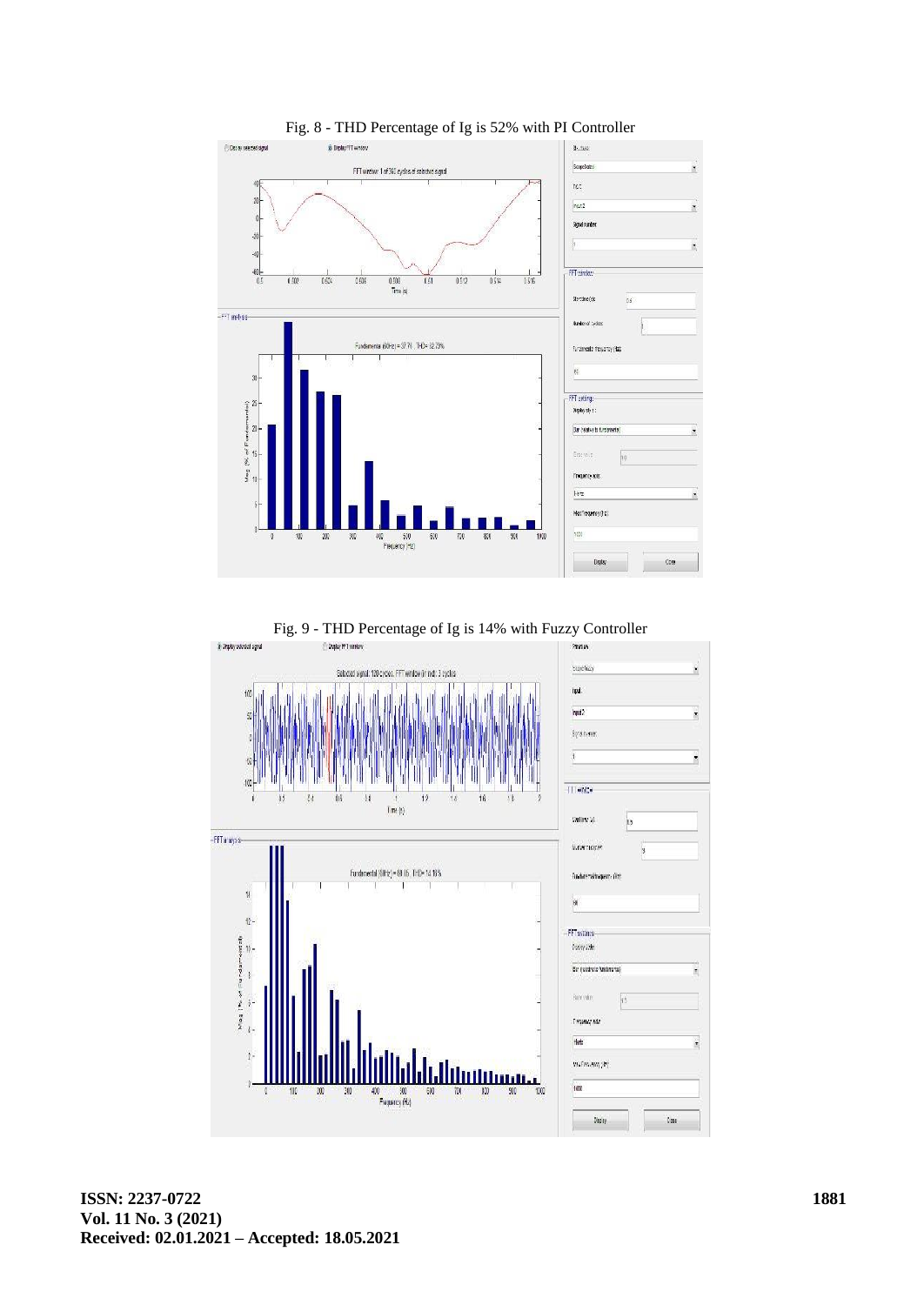Fig. 8 - THD Percentage of Ig is 52% with PI Controller

Fig. 9 - THD Percentage of Ig is 14% with Fuzzy Controller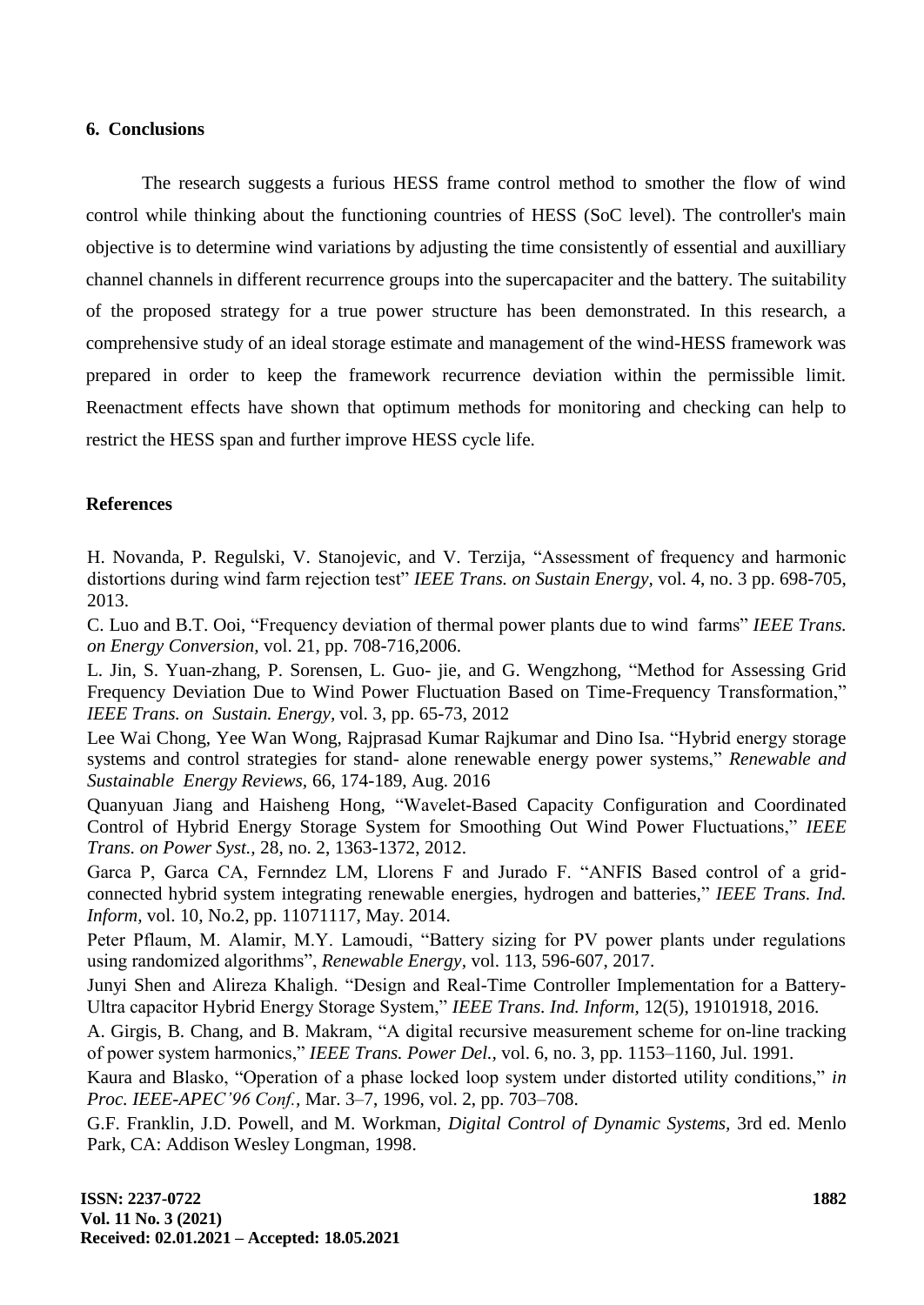## 6. Conclusions

The research suggests a furious HESS frame control method to smother the flow of wind control while thinking about the functioning countries of HESS (SoC level). The controller's main objective is to determine wind variations by adjusting the time consistently of essential and auxilliary channel channels in different recurrence groups into the supercapaciter and the battery. The suitability of the proposed strategy for a true power structure has been demonstrated. In this research, a comprehensive study of an ideal storage estimate and management of the wind-HESS framework was prepared in order to keep the framework recurrence deviation within the permissible limit. Reenactment effects have shown that optimum methods for monitoring and checking can help to restrict the HESS span and further improve HESS cycle life.

## References

H. Novanda, P. Regulski, V. Stanojevic, and V. Terzija, "Assessment of frequency and harmonic distortions during wind farm rejection test" *IEEE Trans. on Sustain Energy,* vol. 4, no. 3 pp. 698-705, 2013.

C. Luo and B.T. Ooi, "Frequency deviation of thermal power plants due to wind farms" *IEEE Trans. on Energy Conversion,* vol. 21, pp. 708-716,2006.

L. Jin, S. Yuan-zhang, P. Sorensen, L. Guo- jie, and G. Wengzhong, "Method for Assessing Grid Frequency Deviation Due to Wind Power Fluctuation Based on Time-Frequency Transformation," *IEEE Trans. on Sustain. Energy,* vol. 3, pp. 65-73, 2012

Lee Wai Chong, Yee Wan Wong, Rajprasad Kumar Rajkumar and Dino Isa. "Hybrid energy storage systems and control strategies for stand- alone renewable energy power systems," *Renewable and Sustainable Energy Reviews,* 66, 174-189, Aug. 2016

Quanyuan Jiang and Haisheng Hong, "Wavelet-Based Capacity Configuration and Coordinated Control of Hybrid Energy Storage System for Smoothing Out Wind Power Fluctuations," *IEEE Trans. on Power Syst.,* 28, no. 2, 1363-1372, 2012.

Garca P, Garca CA, Fernndez LM, Llorens F and Jurado F. "ANFIS Based control of a grid-connected hybrid system integrating renewable energies, hydrogen and batteries," *IEEE Trans. Ind. Inform,* vol. 10, No.2, pp. 11071117, May. 2014.

Peter Pflaum, M. Alamir, M.Y. Lamoudi, "Battery sizing for PV power plants under regulations using randomized algorithms", *Renewable Energy*, vol. 113, 596-607, 2017.

Junyi Shen and Alireza Khaligh. "Design and Real-Time Controller Implementation for a Battery-Ultra capacitor Hybrid Energy Storage System," *IEEE Trans. Ind. Inform*, 12(5), 19101918, 2016.

A. Girgis, B. Chang, and B. Makram, "A digital recursive measurement scheme for on-line tracking of power system harmonics," *IEEE Trans. Power Del.,* vol. 6, no. 3, pp. 1153–1160, Jul. 1991.

Kaura and Blasko, "Operation of a phase locked loop system under distorted utility conditions," *in Proc. IEEE-APEC'96 Conf.,* Mar. 3–7, 1996, vol. 2, pp. 703–708.

G.F. Franklin, J.D. Powell, and M. Workman, *Digital Control of Dynamic Systems,* 3rd ed. Menlo Park, CA: Addison Wesley Longman, 1998.